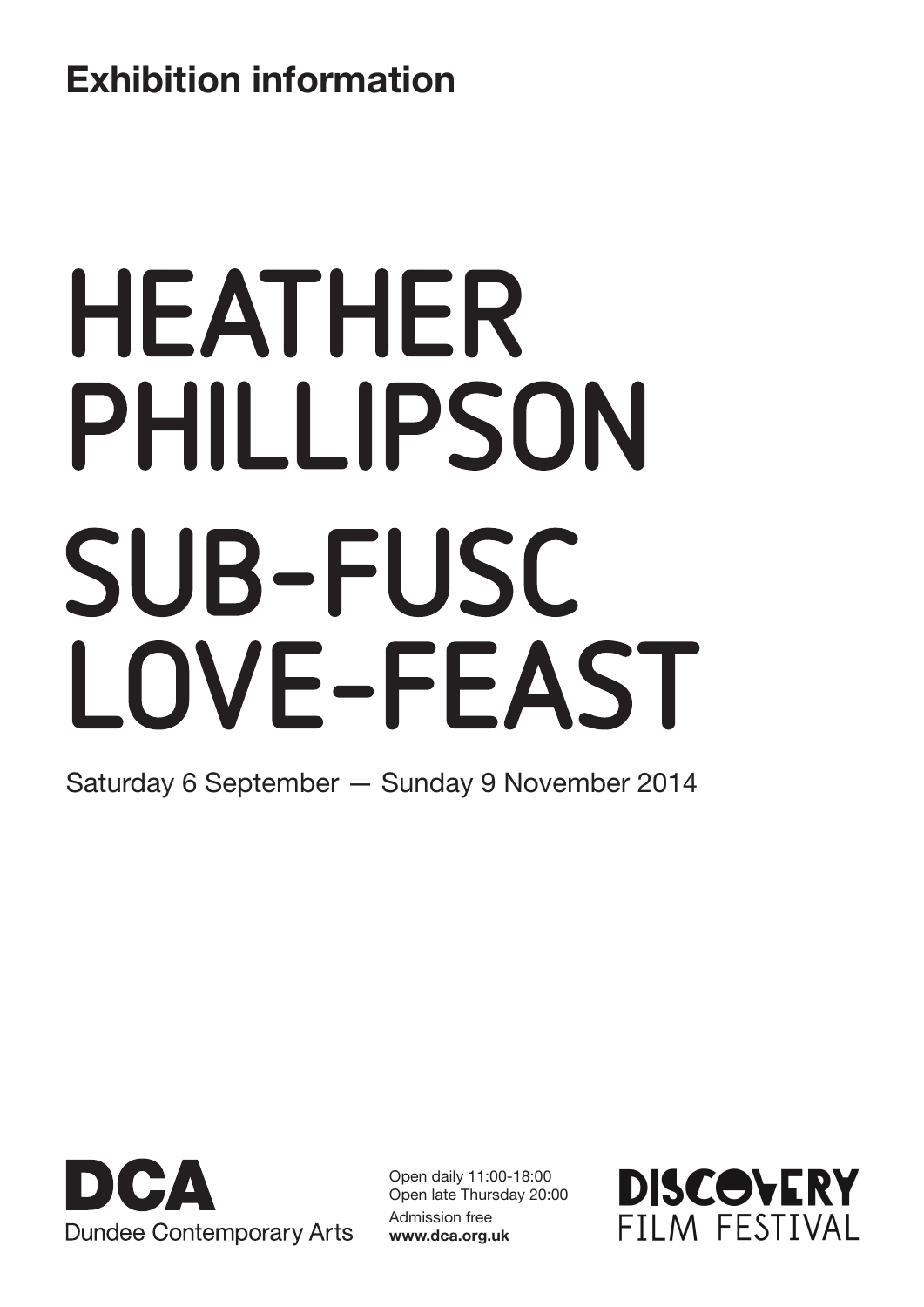**Exhibition information**

# HEATHER PHILLIPSON

# SUB-FUSC LOVE-FEAST

Saturday 6 September — Sunday 9 November 2014

DCA
Dundee Contemporary Arts

Open daily 11:00-18:00
Open late Thursday 20:00
Admission free
**www.dca.org.uk**

DISCOVERY
FILM FESTIVAL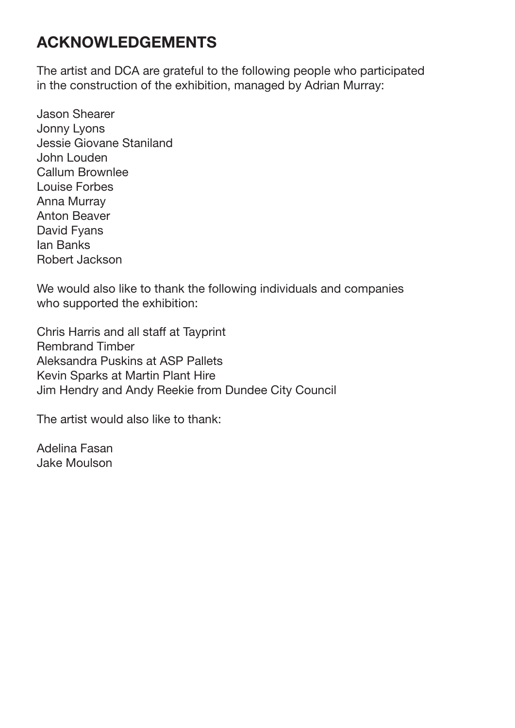## ACKNOWLEDGEMENTS

The artist and DCA are grateful to the following people who participated in the construction of the exhibition, managed by Adrian Murray:

Jason Shearer
Jonny Lyons
Jessie Giovane Staniland
John Louden
Callum Brownlee
Louise Forbes
Anna Murray
Anton Beaver
David Fyans
Ian Banks
Robert Jackson

We would also like to thank the following individuals and companies who supported the exhibition:

Chris Harris and all staff at Tayprint
Rembrand Timber
Aleksandra Puskins at ASP Pallets
Kevin Sparks at Martin Plant Hire
Jim Hendry and Andy Reekie from Dundee City Council

The artist would also like to thank:

Adelina Fasan
Jake Moulson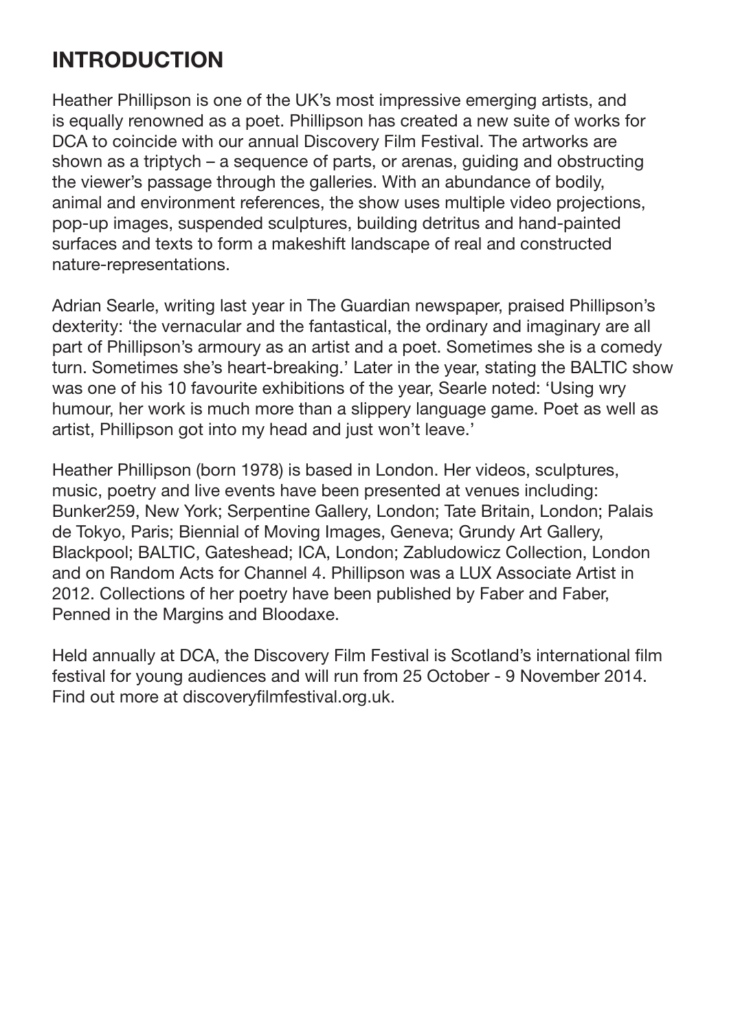## INTRODUCTION

Heather Phillipson is one of the UK's most impressive emerging artists, and is equally renowned as a poet. Phillipson has created a new suite of works for DCA to coincide with our annual Discovery Film Festival. The artworks are shown as a triptych – a sequence of parts, or arenas, guiding and obstructing the viewer's passage through the galleries. With an abundance of bodily, animal and environment references, the show uses multiple video projections, pop-up images, suspended sculptures, building detritus and hand-painted surfaces and texts to form a makeshift landscape of real and constructed nature-representations.

Adrian Searle, writing last year in The Guardian newspaper, praised Phillipson's dexterity: 'the vernacular and the fantastical, the ordinary and imaginary are all part of Phillipson's armoury as an artist and a poet. Sometimes she is a comedy turn. Sometimes she's heart-breaking.' Later in the year, stating the BALTIC show was one of his 10 favourite exhibitions of the year, Searle noted: 'Using wry humour, her work is much more than a slippery language game. Poet as well as artist, Phillipson got into my head and just won't leave.'

Heather Phillipson (born 1978) is based in London. Her videos, sculptures, music, poetry and live events have been presented at venues including: Bunker259, New York; Serpentine Gallery, London; Tate Britain, London; Palais de Tokyo, Paris; Biennial of Moving Images, Geneva; Grundy Art Gallery, Blackpool; BALTIC, Gateshead; ICA, London; Zabludowicz Collection, London and on Random Acts for Channel 4. Phillipson was a LUX Associate Artist in 2012. Collections of her poetry have been published by Faber and Faber, Penned in the Margins and Bloodaxe.

Held annually at DCA, the Discovery Film Festival is Scotland's international film festival for young audiences and will run from 25 October - 9 November 2014. Find out more at discoveryfilmfestival.org.uk.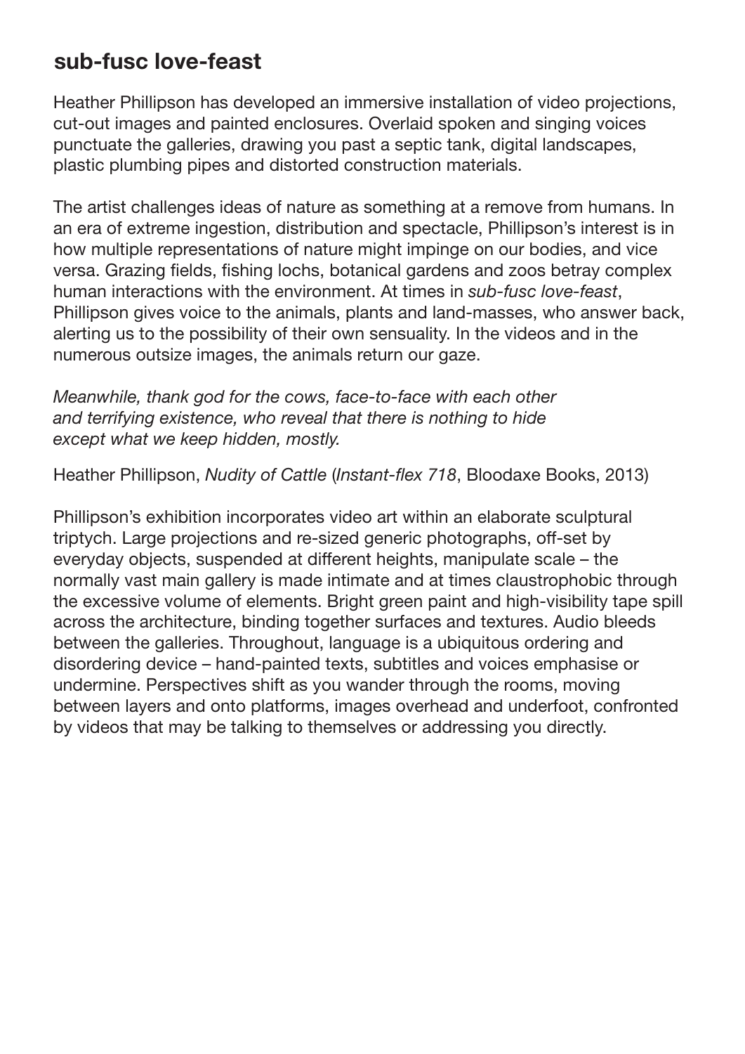## sub-fusc love-feast

Heather Phillipson has developed an immersive installation of video projections, cut-out images and painted enclosures. Overlaid spoken and singing voices punctuate the galleries, drawing you past a septic tank, digital landscapes, plastic plumbing pipes and distorted construction materials.

The artist challenges ideas of nature as something at a remove from humans. In an era of extreme ingestion, distribution and spectacle, Phillipson's interest is in how multiple representations of nature might impinge on our bodies, and vice versa. Grazing fields, fishing lochs, botanical gardens and zoos betray complex human interactions with the environment. At times in *sub-fusc love-feast*, Phillipson gives voice to the animals, plants and land-masses, who answer back, alerting us to the possibility of their own sensuality. In the videos and in the numerous outsize images, the animals return our gaze.

*Meanwhile, thank god for the cows, face-to-face with each other*
*and terrifying existence, who reveal that there is nothing to hide*
*except what we keep hidden, mostly.*

Heather Phillipson, *Nudity of Cattle* (*Instant-flex 718*, Bloodaxe Books, 2013)

Phillipson's exhibition incorporates video art within an elaborate sculptural triptych. Large projections and re-sized generic photographs, off-set by everyday objects, suspended at different heights, manipulate scale – the normally vast main gallery is made intimate and at times claustrophobic through the excessive volume of elements. Bright green paint and high-visibility tape spill across the architecture, binding together surfaces and textures. Audio bleeds between the galleries. Throughout, language is a ubiquitous ordering and disordering device – hand-painted texts, subtitles and voices emphasise or undermine. Perspectives shift as you wander through the rooms, moving between layers and onto platforms, images overhead and underfoot, confronted by videos that may be talking to themselves or addressing you directly.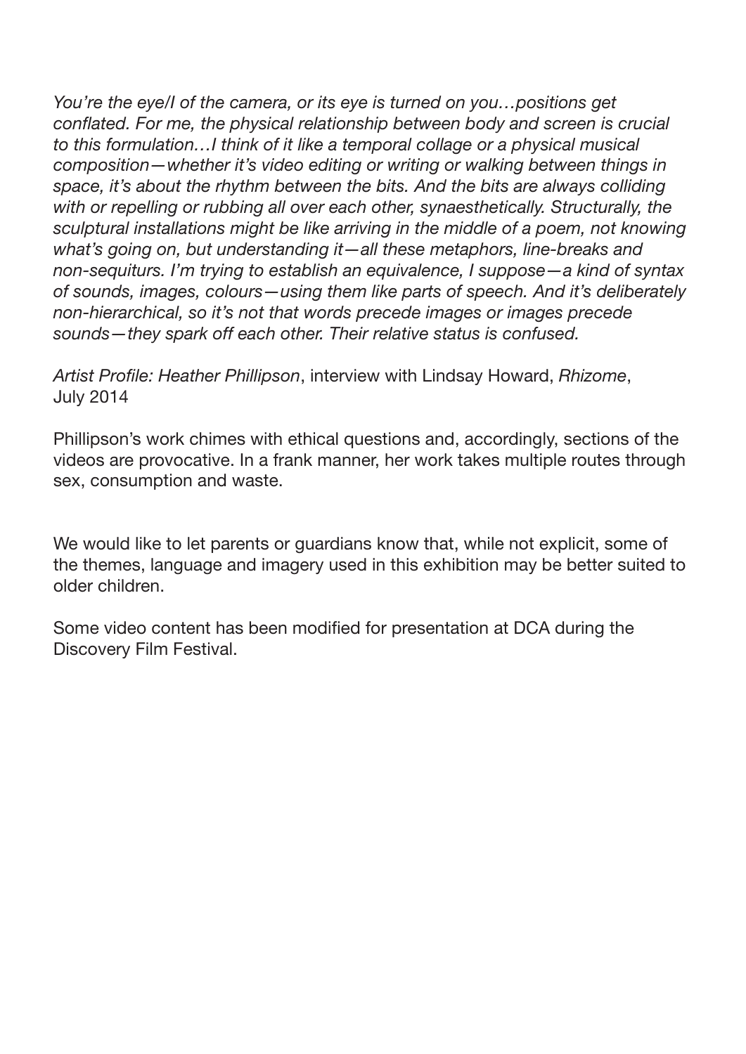*You're the eye/I of the camera, or its eye is turned on you…positions get conflated. For me, the physical relationship between body and screen is crucial to this formulation…I think of it like a temporal collage or a physical musical composition—whether it's video editing or writing or walking between things in space, it's about the rhythm between the bits. And the bits are always colliding with or repelling or rubbing all over each other, synaesthetically. Structurally, the sculptural installations might be like arriving in the middle of a poem, not knowing what's going on, but understanding it—all these metaphors, line-breaks and non-sequiturs. I'm trying to establish an equivalence, I suppose—a kind of syntax of sounds, images, colours—using them like parts of speech. And it's deliberately non-hierarchical, so it's not that words precede images or images precede sounds—they spark off each other. Their relative status is confused.*

*Artist Profile: Heather Phillipson*, interview with Lindsay Howard, *Rhizome*, July 2014

Phillipson's work chimes with ethical questions and, accordingly, sections of the videos are provocative. In a frank manner, her work takes multiple routes through sex, consumption and waste.

We would like to let parents or guardians know that, while not explicit, some of the themes, language and imagery used in this exhibition may be better suited to older children.

Some video content has been modified for presentation at DCA during the Discovery Film Festival.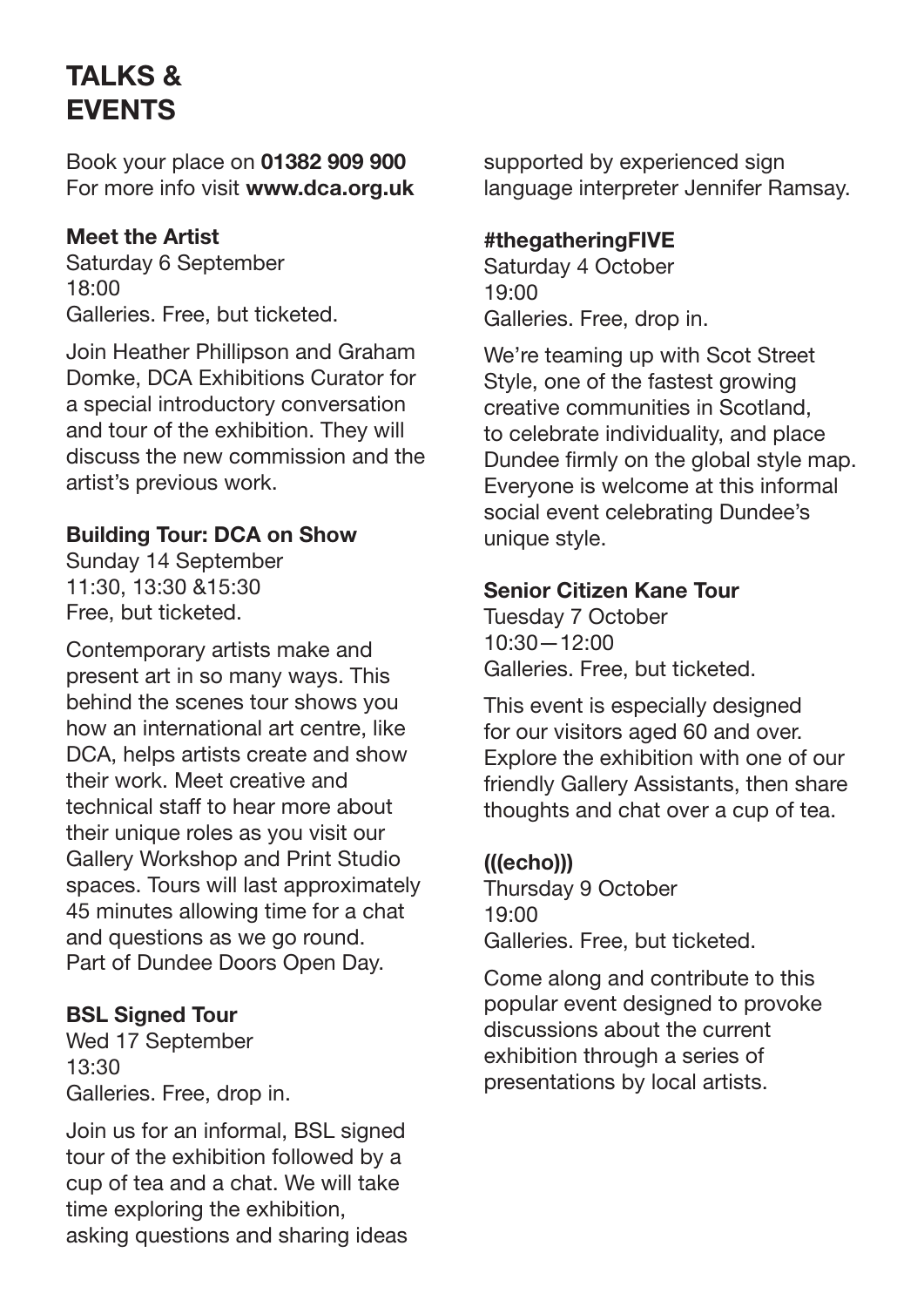# TALKS & EVENTS

Book your place on **01382 909 900**
For more info visit **www.dca.org.uk**

### Meet the Artist

Saturday 6 September
18:00
Galleries. Free, but ticketed.

Join Heather Phillipson and Graham Domke, DCA Exhibitions Curator for a special introductory conversation and tour of the exhibition. They will discuss the new commission and the artist's previous work.

### Building Tour: DCA on Show

Sunday 14 September
11:30, 13:30 &15:30
Free, but ticketed.

Contemporary artists make and present art in so many ways. This behind the scenes tour shows you how an international art centre, like DCA, helps artists create and show their work. Meet creative and technical staff to hear more about their unique roles as you visit our Gallery Workshop and Print Studio spaces. Tours will last approximately 45 minutes allowing time for a chat and questions as we go round. Part of Dundee Doors Open Day.

### BSL Signed Tour

Wed 17 September
13:30
Galleries. Free, drop in.

Join us for an informal, BSL signed tour of the exhibition followed by a cup of tea and a chat. We will take time exploring the exhibition, asking questions and sharing ideas supported by experienced sign language interpreter Jennifer Ramsay.

### #thegatheringFIVE

Saturday 4 October
19:00
Galleries. Free, drop in.

We're teaming up with Scot Street Style, one of the fastest growing creative communities in Scotland, to celebrate individuality, and place Dundee firmly on the global style map. Everyone is welcome at this informal social event celebrating Dundee's unique style.

### Senior Citizen Kane Tour

Tuesday 7 October
10:30—12:00
Galleries. Free, but ticketed.

This event is especially designed for our visitors aged 60 and over. Explore the exhibition with one of our friendly Gallery Assistants, then share thoughts and chat over a cup of tea.

### (((echo)))

Thursday 9 October
19:00
Galleries. Free, but ticketed.

Come along and contribute to this popular event designed to provoke discussions about the current exhibition through a series of presentations by local artists.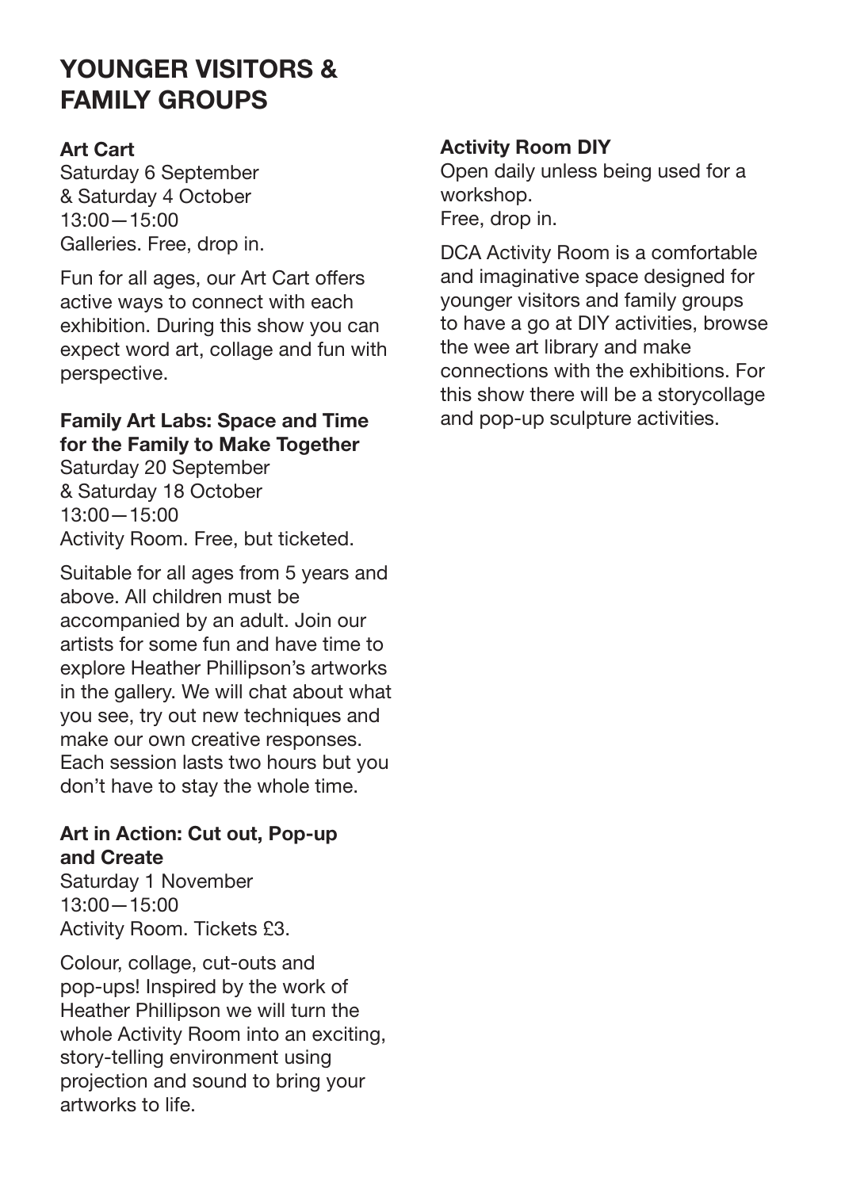## YOUNGER VISITORS & FAMILY GROUPS

**Art Cart**
Saturday 6 September
& Saturday 4 October
13:00—15:00
Galleries. Free, drop in.

Fun for all ages, our Art Cart offers active ways to connect with each exhibition. During this show you can expect word art, collage and fun with perspective.

**Family Art Labs: Space and Time for the Family to Make Together**
Saturday 20 September
& Saturday 18 October
13:00—15:00
Activity Room. Free, but ticketed.

Suitable for all ages from 5 years and above. All children must be accompanied by an adult. Join our artists for some fun and have time to explore Heather Phillipson's artworks in the gallery. We will chat about what you see, try out new techniques and make our own creative responses. Each session lasts two hours but you don't have to stay the whole time.

**Art in Action: Cut out, Pop-up and Create**
Saturday 1 November
13:00—15:00
Activity Room. Tickets £3.

Colour, collage, cut-outs and pop-ups! Inspired by the work of Heather Phillipson we will turn the whole Activity Room into an exciting, story-telling environment using projection and sound to bring your artworks to life.

**Activity Room DIY**
Open daily unless being used for a workshop.
Free, drop in.

DCA Activity Room is a comfortable and imaginative space designed for younger visitors and family groups to have a go at DIY activities, browse the wee art library and make connections with the exhibitions. For this show there will be a storycollage and pop-up sculpture activities.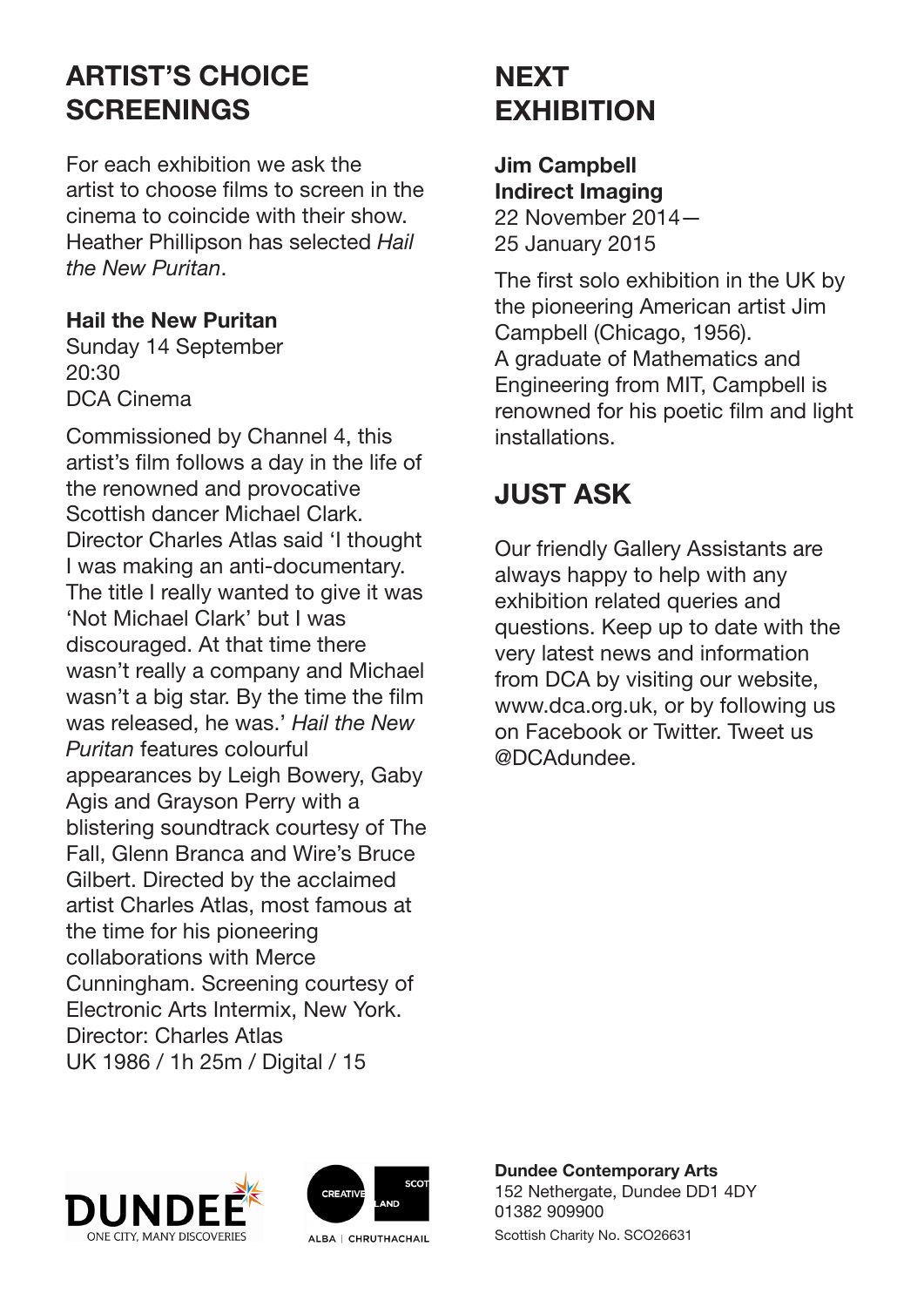## ARTIST'S CHOICE SCREENINGS

For each exhibition we ask the artist to choose films to screen in the cinema to coincide with their show. Heather Phillipson has selected *Hail the New Puritan*.

**Hail the New Puritan**
Sunday 14 September
20:30
DCA Cinema

Commissioned by Channel 4, this artist's film follows a day in the life of the renowned and provocative Scottish dancer Michael Clark. Director Charles Atlas said 'I thought I was making an anti-documentary. The title I really wanted to give it was 'Not Michael Clark' but I was discouraged. At that time there wasn't really a company and Michael wasn't a big star. By the time the film was released, he was.' *Hail the New Puritan* features colourful appearances by Leigh Bowery, Gaby Agis and Grayson Perry with a blistering soundtrack courtesy of The Fall, Glenn Branca and Wire's Bruce Gilbert. Directed by the acclaimed artist Charles Atlas, most famous at the time for his pioneering collaborations with Merce Cunningham. Screening courtesy of Electronic Arts Intermix, New York.
Director: Charles Atlas
UK 1986 / 1h 25m / Digital / 15

## NEXT EXHIBITION

**Jim Campbell**
**Indirect Imaging**
22 November 2014—
25 January 2015

The first solo exhibition in the UK by the pioneering American artist Jim Campbell (Chicago, 1956). A graduate of Mathematics and Engineering from MIT, Campbell is renowned for his poetic film and light installations.

## JUST ASK

Our friendly Gallery Assistants are always happy to help with any exhibition related queries and questions. Keep up to date with the very latest news and information from DCA by visiting our website, www.dca.org.uk, or by following us on Facebook or Twitter. Tweet us @DCAdundee.

DUNDEE
ONE CITY, MANY DISCOVERIES

CREATIVE SCOTLAND
ALBA | CHRUTHACHAIL

**Dundee Contemporary Arts**
152 Nethergate, Dundee DD1 4DY
01382 909900
Scottish Charity No. SCO26631